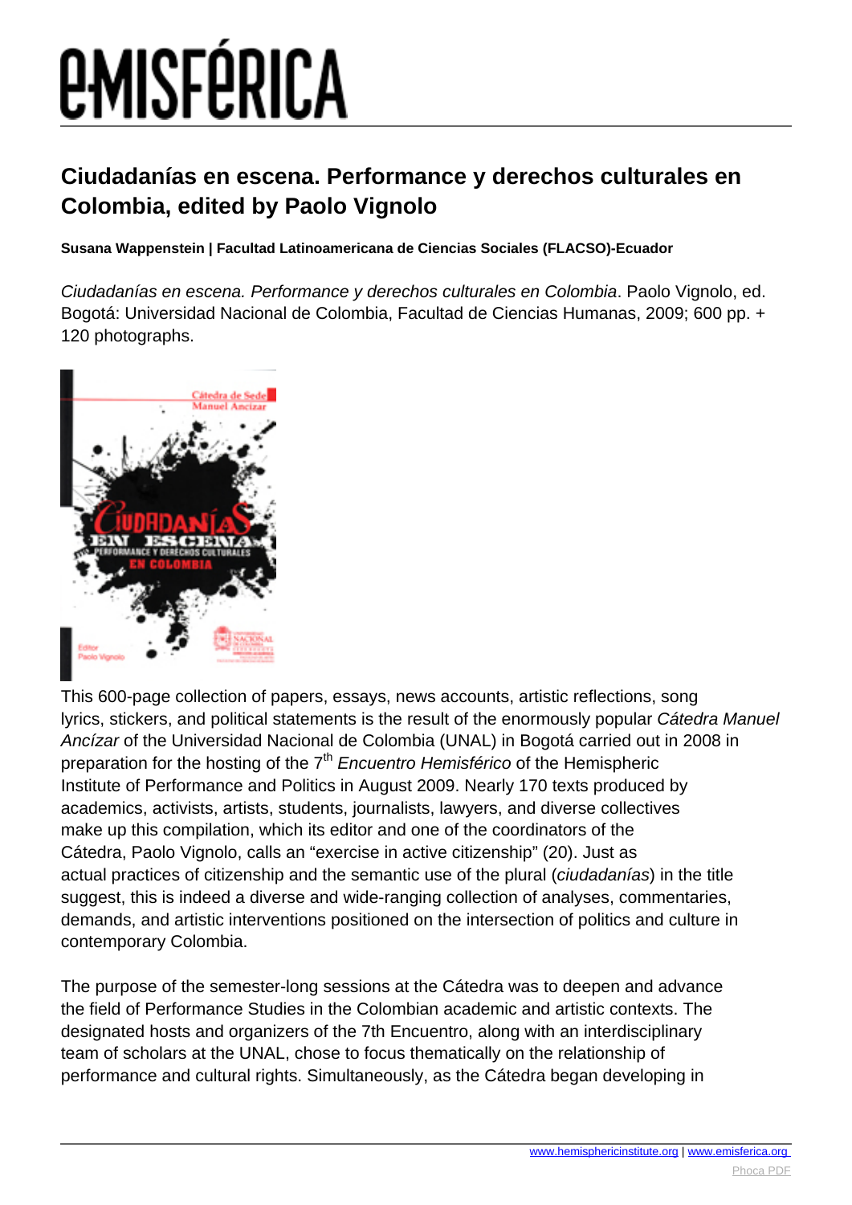# Ciudadanías en escena. Performance y derechos culturales en Colombia, edited by Paolo Vignolo

**Susana Wappenstein | Facultad Latinoamericana de Ciencias Sociales (FLACSO)-Ecuador**

*Ciudadanías en escena. Performance y derechos culturales en Colombia*. Paolo Vignolo, ed. Bogotá: Universidad Nacional de Colombia, Facultad de Ciencias Humanas, 2009; 600 pp. + 120 photographs.

This 600-page collection of papers, essays, news accounts, artistic reflections, song lyrics, stickers, and political statements is the result of the enormously popular *Cátedra Manuel Ancízar* of the Universidad Nacional de Colombia (UNAL) in Bogotá carried out in 2008 in preparation for the hosting of the 7th *Encuentro Hemisférico* of the Hemispheric Institute of Performance and Politics in August 2009. Nearly 170 texts produced by academics, activists, artists, students, journalists, lawyers, and diverse collectives make up this compilation, which its editor and one of the coordinators of the Cátedra, Paolo Vignolo, calls an "exercise in active citizenship" (20). Just as actual practices of citizenship and the semantic use of the plural (*ciudadanías*) in the title suggest, this is indeed a diverse and wide-ranging collection of analyses, commentaries, demands, and artistic interventions positioned on the intersection of politics and culture in contemporary Colombia.

The purpose of the semester-long sessions at the Cátedra was to deepen and advance the field of Performance Studies in the Colombian academic and artistic contexts. The designated hosts and organizers of the 7th Encuentro, along with an interdisciplinary team of scholars at the UNAL, chose to focus thematically on the relationship of performance and cultural rights. Simultaneously, as the Cátedra began developing in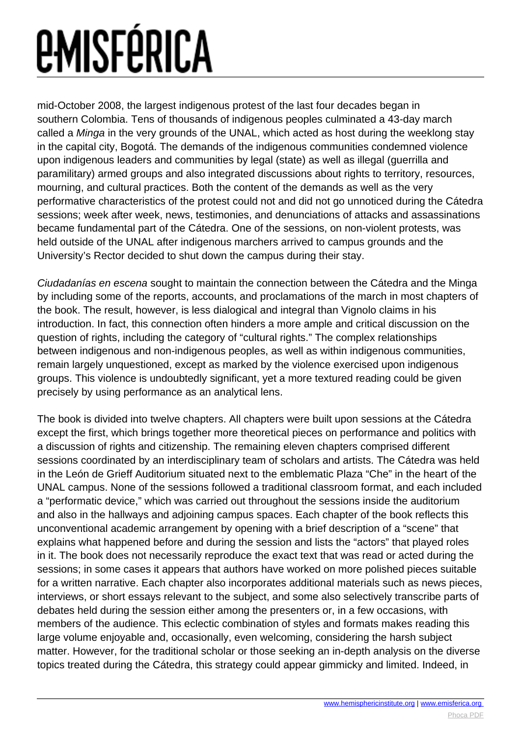mid-October 2008, the largest indigenous protest of the last four decades began in southern Colombia. Tens of thousands of indigenous peoples culminated a 43-day march called a *Minga* in the very grounds of the UNAL, which acted as host during the weeklong stay in the capital city, Bogotá. The demands of the indigenous communities condemned violence upon indigenous leaders and communities by legal (state) as well as illegal (guerrilla and paramilitary) armed groups and also integrated discussions about rights to territory, resources, mourning, and cultural practices. Both the content of the demands as well as the very performative characteristics of the protest could not and did not go unnoticed during the Cátedra sessions; week after week, news, testimonies, and denunciations of attacks and assassinations became fundamental part of the Cátedra. One of the sessions, on non-violent protests, was held outside of the UNAL after indigenous marchers arrived to campus grounds and the University's Rector decided to shut down the campus during their stay.

*Ciudadanías en escena* sought to maintain the connection between the Cátedra and the Minga by including some of the reports, accounts, and proclamations of the march in most chapters of the book. The result, however, is less dialogical and integral than Vignolo claims in his introduction. In fact, this connection often hinders a more ample and critical discussion on the question of rights, including the category of "cultural rights." The complex relationships between indigenous and non-indigenous peoples, as well as within indigenous communities, remain largely unquestioned, except as marked by the violence exercised upon indigenous groups. This violence is undoubtedly significant, yet a more textured reading could be given precisely by using performance as an analytical lens.

The book is divided into twelve chapters. All chapters were built upon sessions at the Cátedra except the first, which brings together more theoretical pieces on performance and politics with a discussion of rights and citizenship. The remaining eleven chapters comprised different sessions coordinated by an interdisciplinary team of scholars and artists. The Cátedra was held in the León de Grieff Auditorium situated next to the emblematic Plaza "Che" in the heart of the UNAL campus. None of the sessions followed a traditional classroom format, and each included a "performatic device," which was carried out throughout the sessions inside the auditorium and also in the hallways and adjoining campus spaces. Each chapter of the book reflects this unconventional academic arrangement by opening with a brief description of a "scene" that explains what happened before and during the session and lists the "actors" that played roles in it. The book does not necessarily reproduce the exact text that was read or acted during the sessions; in some cases it appears that authors have worked on more polished pieces suitable for a written narrative. Each chapter also incorporates additional materials such as news pieces, interviews, or short essays relevant to the subject, and some also selectively transcribe parts of debates held during the session either among the presenters or, in a few occasions, with members of the audience. This eclectic combination of styles and formats makes reading this large volume enjoyable and, occasionally, even welcoming, considering the harsh subject matter. However, for the traditional scholar or those seeking an in-depth analysis on the diverse topics treated during the Cátedra, this strategy could appear gimmicky and limited. Indeed, in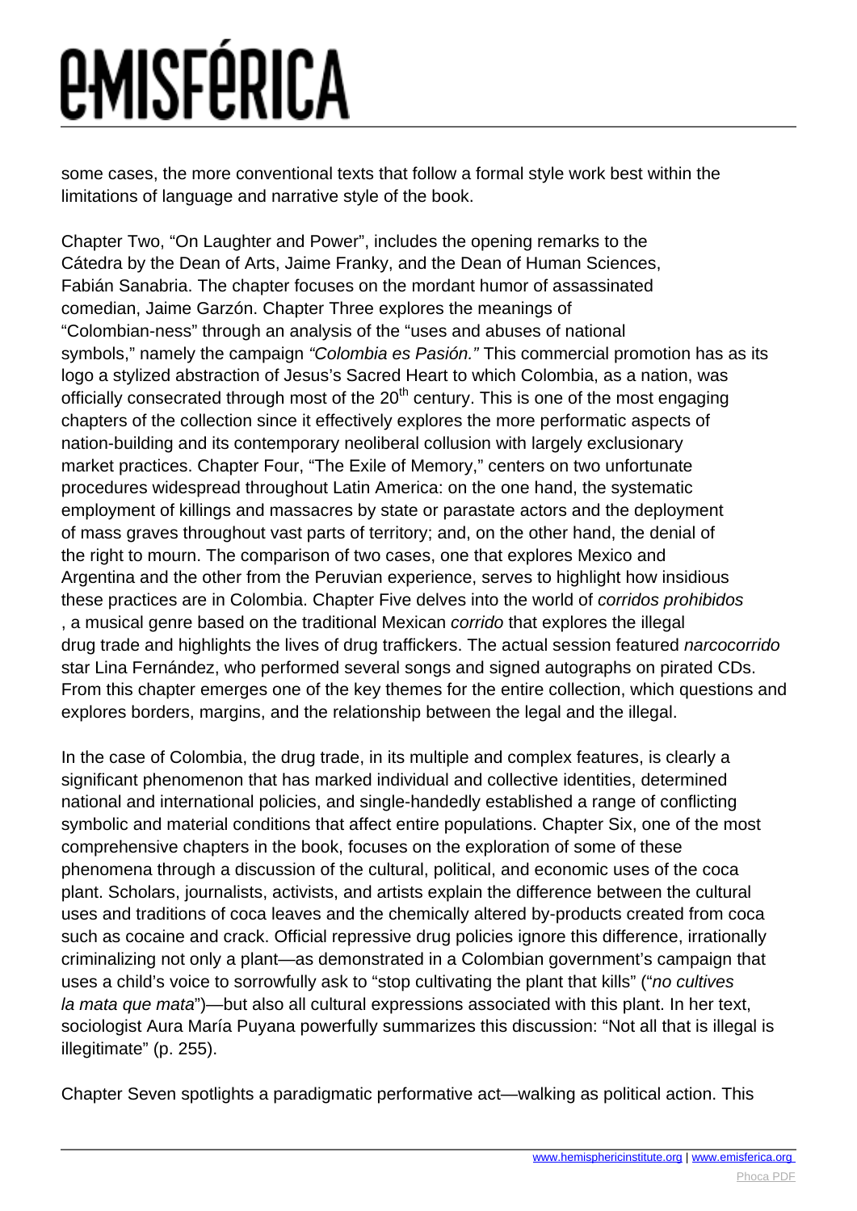some cases, the more conventional texts that follow a formal style work best within the limitations of language and narrative style of the book.

Chapter Two, "On Laughter and Power", includes the opening remarks to the Cátedra by the Dean of Arts, Jaime Franky, and the Dean of Human Sciences, Fabián Sanabria. The chapter focuses on the mordant humor of assassinated comedian, Jaime Garzón. Chapter Three explores the meanings of "Colombian-ness" through an analysis of the "uses and abuses of national symbols," namely the campaign *"Colombia es Pasión."* This commercial promotion has as its logo a stylized abstraction of Jesus's Sacred Heart to which Colombia, as a nation, was officially consecrated through most of the 20th century. This is one of the most engaging chapters of the collection since it effectively explores the more performatic aspects of nation-building and its contemporary neoliberal collusion with largely exclusionary market practices. Chapter Four, "The Exile of Memory," centers on two unfortunate procedures widespread throughout Latin America: on the one hand, the systematic employment of killings and massacres by state or parastate actors and the deployment of mass graves throughout vast parts of territory; and, on the other hand, the denial of the right to mourn. The comparison of two cases, one that explores Mexico and Argentina and the other from the Peruvian experience, serves to highlight how insidious these practices are in Colombia. Chapter Five delves into the world of *corridos prohibidos*, a musical genre based on the traditional Mexican *corrido* that explores the illegal drug trade and highlights the lives of drug traffickers. The actual session featured *narcocorrido* star Lina Fernández, who performed several songs and signed autographs on pirated CDs. From this chapter emerges one of the key themes for the entire collection, which questions and explores borders, margins, and the relationship between the legal and the illegal.

In the case of Colombia, the drug trade, in its multiple and complex features, is clearly a significant phenomenon that has marked individual and collective identities, determined national and international policies, and single-handedly established a range of conflicting symbolic and material conditions that affect entire populations. Chapter Six, one of the most comprehensive chapters in the book, focuses on the exploration of some of these phenomena through a discussion of the cultural, political, and economic uses of the coca plant. Scholars, journalists, activists, and artists explain the difference between the cultural uses and traditions of coca leaves and the chemically altered by-products created from coca such as cocaine and crack. Official repressive drug policies ignore this difference, irrationally criminalizing not only a plant—as demonstrated in a Colombian government's campaign that uses a child's voice to sorrowfully ask to "stop cultivating the plant that kills" ("*no cultives la mata que mata*")—but also all cultural expressions associated with this plant. In her text, sociologist Aura María Puyana powerfully summarizes this discussion: "Not all that is illegal is illegitimate" (p. 255).

Chapter Seven spotlights a paradigmatic performative act—walking as political action. This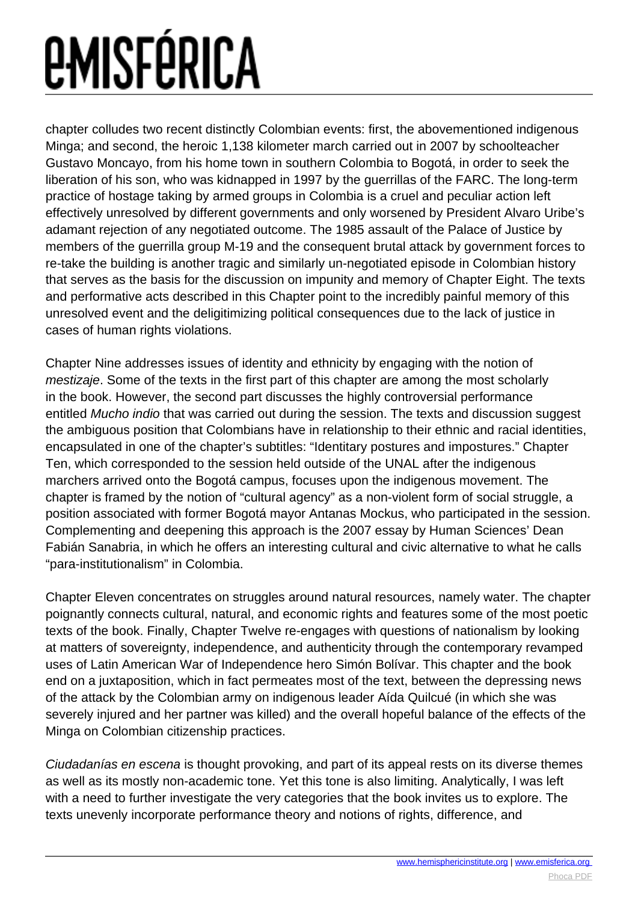chapter colludes two recent distinctly Colombian events: first, the abovementioned indigenous Minga; and second, the heroic 1,138 kilometer march carried out in 2007 by schoolteacher Gustavo Moncayo, from his home town in southern Colombia to Bogotá, in order to seek the liberation of his son, who was kidnapped in 1997 by the guerrillas of the FARC. The long-term practice of hostage taking by armed groups in Colombia is a cruel and peculiar action left effectively unresolved by different governments and only worsened by President Alvaro Uribe's adamant rejection of any negotiated outcome. The 1985 assault of the Palace of Justice by members of the guerrilla group M-19 and the consequent brutal attack by government forces to re-take the building is another tragic and similarly un-negotiated episode in Colombian history that serves as the basis for the discussion on impunity and memory of Chapter Eight. The texts and performative acts described in this Chapter point to the incredibly painful memory of this unresolved event and the deligitimizing political consequences due to the lack of justice in cases of human rights violations.

Chapter Nine addresses issues of identity and ethnicity by engaging with the notion of *mestizaje*. Some of the texts in the first part of this chapter are among the most scholarly in the book. However, the second part discusses the highly controversial performance entitled *Mucho indio* that was carried out during the session. The texts and discussion suggest the ambiguous position that Colombians have in relationship to their ethnic and racial identities, encapsulated in one of the chapter's subtitles: "Identitary postures and impostures." Chapter Ten, which corresponded to the session held outside of the UNAL after the indigenous marchers arrived onto the Bogotá campus, focuses upon the indigenous movement. The chapter is framed by the notion of "cultural agency" as a non-violent form of social struggle, a position associated with former Bogotá mayor Antanas Mockus, who participated in the session. Complementing and deepening this approach is the 2007 essay by Human Sciences' Dean Fabián Sanabria, in which he offers an interesting cultural and civic alternative to what he calls "para-institutionalism" in Colombia.

Chapter Eleven concentrates on struggles around natural resources, namely water. The chapter poignantly connects cultural, natural, and economic rights and features some of the most poetic texts of the book. Finally, Chapter Twelve re-engages with questions of nationalism by looking at matters of sovereignty, independence, and authenticity through the contemporary revamped uses of Latin American War of Independence hero Simón Bolívar. This chapter and the book end on a juxtaposition, which in fact permeates most of the text, between the depressing news of the attack by the Colombian army on indigenous leader Aída Quilcué (in which she was severely injured and her partner was killed) and the overall hopeful balance of the effects of the Minga on Colombian citizenship practices.

*Ciudadanías en escena* is thought provoking, and part of its appeal rests on its diverse themes as well as its mostly non-academic tone. Yet this tone is also limiting. Analytically, I was left with a need to further investigate the very categories that the book invites us to explore. The texts unevenly incorporate performance theory and notions of rights, difference, and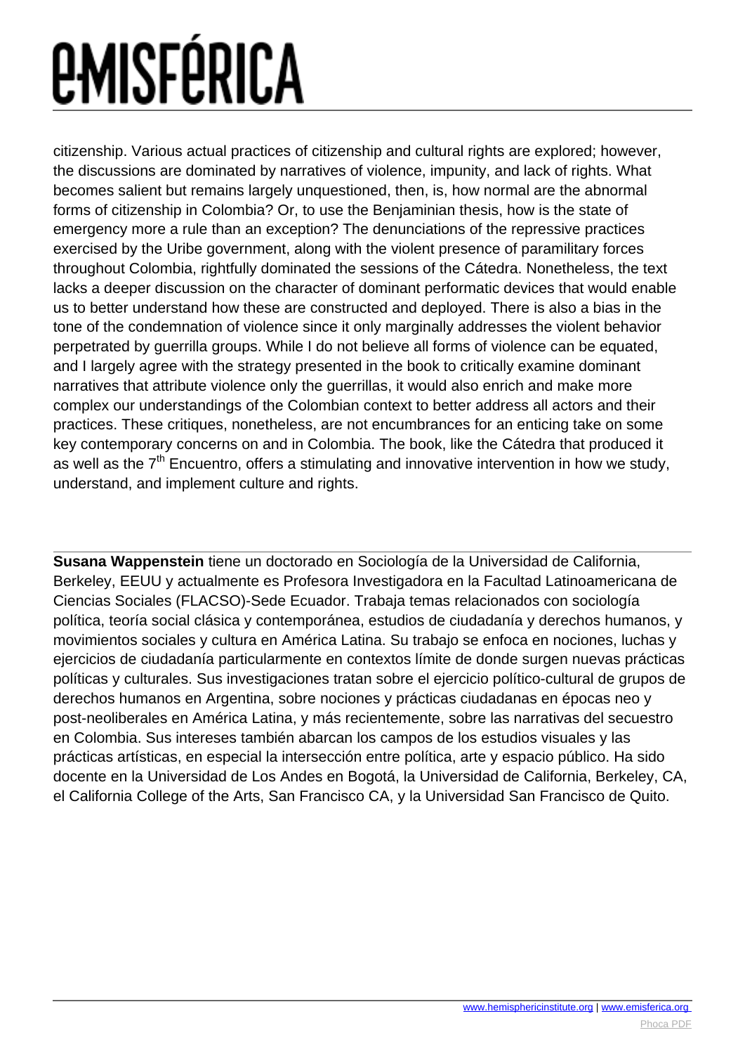citizenship. Various actual practices of citizenship and cultural rights are explored; however, the discussions are dominated by narratives of violence, impunity, and lack of rights. What becomes salient but remains largely unquestioned, then, is, how normal are the abnormal forms of citizenship in Colombia? Or, to use the Benjaminian thesis, how is the state of emergency more a rule than an exception? The denunciations of the repressive practices exercised by the Uribe government, along with the violent presence of paramilitary forces throughout Colombia, rightfully dominated the sessions of the Cátedra. Nonetheless, the text lacks a deeper discussion on the character of dominant performatic devices that would enable us to better understand how these are constructed and deployed. There is also a bias in the tone of the condemnation of violence since it only marginally addresses the violent behavior perpetrated by guerrilla groups. While I do not believe all forms of violence can be equated, and I largely agree with the strategy presented in the book to critically examine dominant narratives that attribute violence only the guerrillas, it would also enrich and make more complex our understandings of the Colombian context to better address all actors and their practices. These critiques, nonetheless, are not encumbrances for an enticing take on some key contemporary concerns on and in Colombia. The book, like the Cátedra that produced it as well as the 7th Encuentro, offers a stimulating and innovative intervention in how we study, understand, and implement culture and rights.

---

**Susana Wappenstein** tiene un doctorado en Sociología de la Universidad de California, Berkeley, EEUU y actualmente es Profesora Investigadora en la Facultad Latinoamericana de Ciencias Sociales (FLACSO)-Sede Ecuador. Trabaja temas relacionados con sociología política, teoría social clásica y contemporánea, estudios de ciudadanía y derechos humanos, y movimientos sociales y cultura en América Latina. Su trabajo se enfoca en nociones, luchas y ejercicios de ciudadanía particularmente en contextos límite de donde surgen nuevas prácticas políticas y culturales. Sus investigaciones tratan sobre el ejercicio político-cultural de grupos de derechos humanos en Argentina, sobre nociones y prácticas ciudadanas en épocas neo y post-neoliberales en América Latina, y más recientemente, sobre las narrativas del secuestro en Colombia. Sus intereses también abarcan los campos de los estudios visuales y las prácticas artísticas, en especial la intersección entre política, arte y espacio público. Ha sido docente en la Universidad de Los Andes en Bogotá, la Universidad de California, Berkeley, CA, el California College of the Arts, San Francisco CA, y la Universidad San Francisco de Quito.